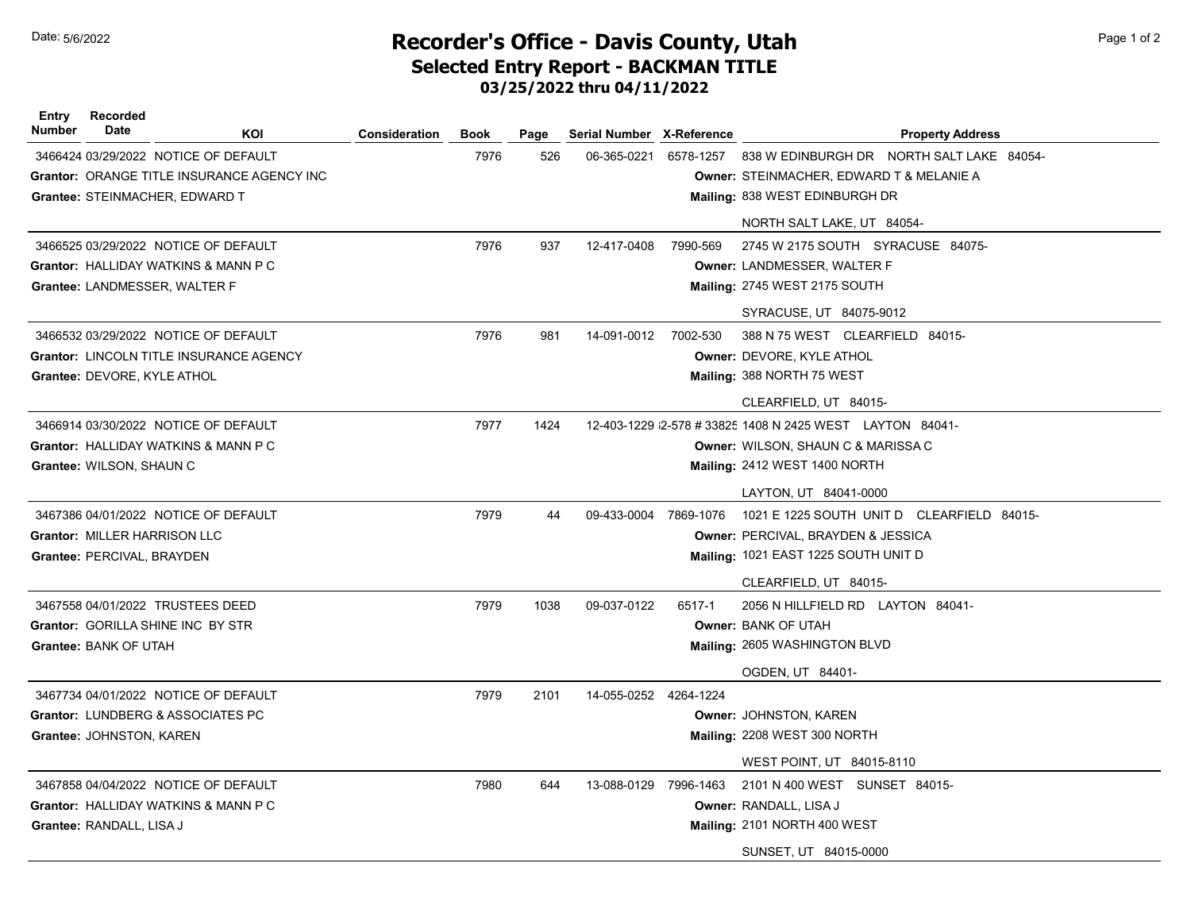Date: 5/6/2022

# Recorder's Office - Davis County, Utah

## Selected Entry Report - BACKMAN TITLE

### 03/25/2022 thru 04/11/2022

| Entry Number | Recorded Date | KOI | Consideration | Book | Page | Serial Number | X-Reference | Property Address |
|---|---|---|---|---|---|---|---|---|
| 3466424 | 03/29/2022 | NOTICE OF DEFAULT | | 7976 | 526 | 06-365-0221 | 6578-1257 | 838 W EDINBURGH DR NORTH SALT LAKE 84054- |
| Grantor: ORANGE TITLE INSURANCE AGENCY INC | | | | | | | | Owner: STEINMACHER, EDWARD T & MELANIE A |
| Grantee: STEINMACHER, EDWARD T | | | | | | | | Mailing: 838 WEST EDINBURGH DR |
| | | | | | | | | NORTH SALT LAKE, UT 84054- |
| 3466525 | 03/29/2022 | NOTICE OF DEFAULT | | 7976 | 937 | 12-417-0408 | 7990-569 | 2745 W 2175 SOUTH SYRACUSE 84075- |
| Grantor: HALLIDAY WATKINS & MANN P C | | | | | | | | Owner: LANDMESSER, WALTER F |
| Grantee: LANDMESSER, WALTER F | | | | | | | | Mailing: 2745 WEST 2175 SOUTH |
| | | | | | | | | SYRACUSE, UT 84075-9012 |
| 3466532 | 03/29/2022 | NOTICE OF DEFAULT | | 7976 | 981 | 14-091-0012 | 7002-530 | 388 N 75 WEST CLEARFIELD 84015- |
| Grantor: LINCOLN TITLE INSURANCE AGENCY | | | | | | | | Owner: DEVORE, KYLE ATHOL |
| Grantee: DEVORE, KYLE ATHOL | | | | | | | | Mailing: 388 NORTH 75 WEST |
| | | | | | | | | CLEARFIELD, UT 84015- |
| 3466914 | 03/30/2022 | NOTICE OF DEFAULT | | 7977 | 1424 | 12-403-1229 | 2-578 # 33825 | 1408 N 2425 WEST LAYTON 84041- |
| Grantor: HALLIDAY WATKINS & MANN P C | | | | | | | | Owner: WILSON, SHAUN C & MARISSA C |
| Grantee: WILSON, SHAUN C | | | | | | | | Mailing: 2412 WEST 1400 NORTH |
| | | | | | | | | LAYTON, UT 84041-0000 |
| 3467386 | 04/01/2022 | NOTICE OF DEFAULT | | 7979 | 44 | 09-433-0004 | 7869-1076 | 1021 E 1225 SOUTH UNIT D CLEARFIELD 84015- |
| Grantor: MILLER HARRISON LLC | | | | | | | | Owner: PERCIVAL, BRAYDEN & JESSICA |
| Grantee: PERCIVAL, BRAYDEN | | | | | | | | Mailing: 1021 EAST 1225 SOUTH UNIT D |
| | | | | | | | | CLEARFIELD, UT 84015- |
| 3467558 | 04/01/2022 | TRUSTEES DEED | | 7979 | 1038 | 09-037-0122 | 6517-1 | 2056 N HILLFIELD RD LAYTON 84041- |
| Grantor: GORILLA SHINE INC BY STR | | | | | | | | Owner: BANK OF UTAH |
| Grantee: BANK OF UTAH | | | | | | | | Mailing: 2605 WASHINGTON BLVD |
| | | | | | | | | OGDEN, UT 84401- |
| 3467734 | 04/01/2022 | NOTICE OF DEFAULT | | 7979 | 2101 | 14-055-0252 | 4264-1224 | |
| Grantor: LUNDBERG & ASSOCIATES PC | | | | | | | | Owner: JOHNSTON, KAREN |
| Grantee: JOHNSTON, KAREN | | | | | | | | Mailing: 2208 WEST 300 NORTH |
| | | | | | | | | WEST POINT, UT 84015-8110 |
| 3467858 | 04/04/2022 | NOTICE OF DEFAULT | | 7980 | 644 | 13-088-0129 | 7996-1463 | 2101 N 400 WEST SUNSET 84015- |
| Grantor: HALLIDAY WATKINS & MANN P C | | | | | | | | Owner: RANDALL, LISA J |
| Grantee: RANDALL, LISA J | | | | | | | | Mailing: 2101 NORTH 400 WEST |
| | | | | | | | | SUNSET, UT 84015-0000 |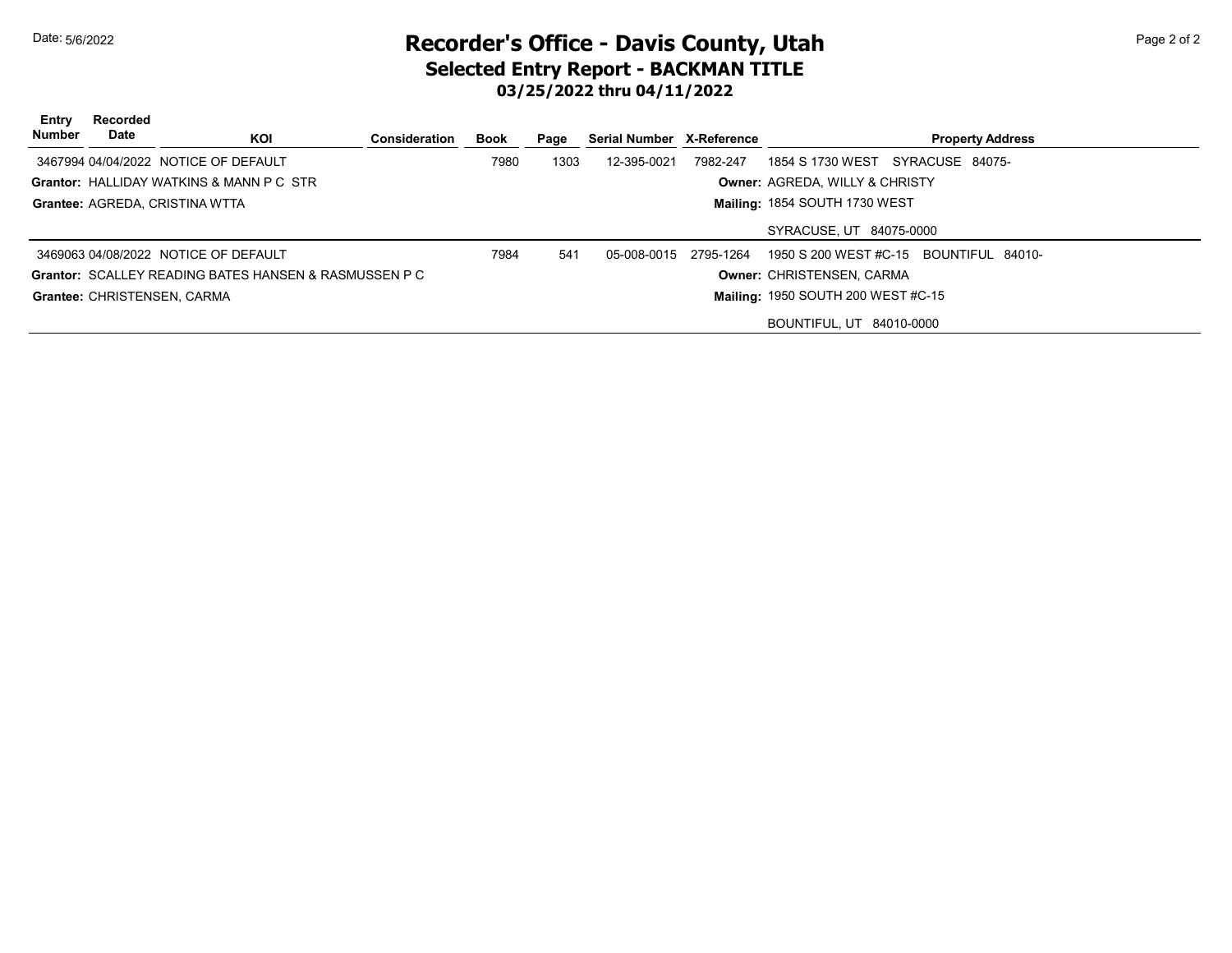# Recorder's Office - Davis County, Utah

## Selected Entry Report - BACKMAN TITLE

### 03/25/2022 thru 04/11/2022

Date: 5/6/2022

| Entry Number | Recorded Date | KOI | Consideration | Book | Page | Serial Number | X-Reference | Property Address |
|---|---|---|---|---|---|---|---|---|
| 3467994 | 04/04/2022 | NOTICE OF DEFAULT | | 7980 | 1303 | 12-395-0021 | 7982-247 | 1854 S 1730 WEST SYRACUSE 84075- |
| **Grantor:** HALLIDAY WATKINS & MANN P C STR | | | | | | | | **Owner:** AGREDA, WILLY & CHRISTY |
| **Grantee:** AGREDA, CRISTINA WTTA | | | | | | | | **Mailing:** 1854 SOUTH 1730 WEST SYRACUSE, UT 84075-0000 |
| 3469063 | 04/08/2022 | NOTICE OF DEFAULT | | 7984 | 541 | 05-008-0015 | 2795-1264 | 1950 S 200 WEST #C-15 BOUNTIFUL 84010- |
| **Grantor:** SCALLEY READING BATES HANSEN & RASMUSSEN P C | | | | | | | | **Owner:** CHRISTENSEN, CARMA |
| **Grantee:** CHRISTENSEN, CARMA | | | | | | | | **Mailing:** 1950 SOUTH 200 WEST #C-15 BOUNTIFUL, UT 84010-0000 |